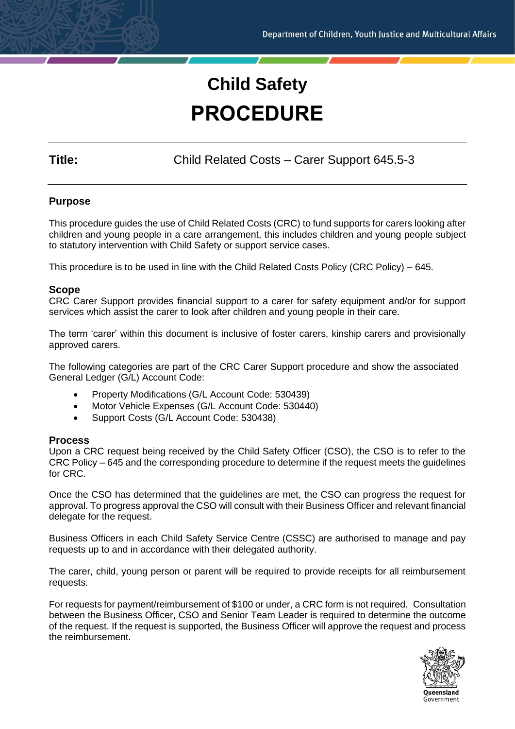# Child Safety

# PROCEDURE

**Title:** Child Related Costs – Carer Support 645.5-3

## Purpose

This procedure guides the use of Child Related Costs (CRC) to fund supports for carers looking after children and young people in a care arrangement, this includes children and young people subject to statutory intervention with Child Safety or support service cases.

This procedure is to be used in line with the Child Related Costs Policy (CRC Policy) – 645.

## Scope

CRC Carer Support provides financial support to a carer for safety equipment and/or for support services which assist the carer to look after children and young people in their care.

The term 'carer' within this document is inclusive of foster carers, kinship carers and provisionally approved carers.

The following categories are part of the CRC Carer Support procedure and show the associated General Ledger (G/L) Account Code:

- Property Modifications (G/L Account Code: 530439)
- Motor Vehicle Expenses (G/L Account Code: 530440)
- Support Costs (G/L Account Code: 530438)

## Process

Upon a CRC request being received by the Child Safety Officer (CSO), the CSO is to refer to the CRC Policy – 645 and the corresponding procedure to determine if the request meets the guidelines for CRC.

Once the CSO has determined that the guidelines are met, the CSO can progress the request for approval. To progress approval the CSO will consult with their Business Officer and relevant financial delegate for the request.

Business Officers in each Child Safety Service Centre (CSSC) are authorised to manage and pay requests up to and in accordance with their delegated authority.

The carer, child, young person or parent will be required to provide receipts for all reimbursement requests.

For requests for payment/reimbursement of $100 or under, a CRC form is not required. Consultation between the Business Officer, CSO and Senior Team Leader is required to determine the outcome of the request. If the request is supported, the Business Officer will approve the request and process the reimbursement.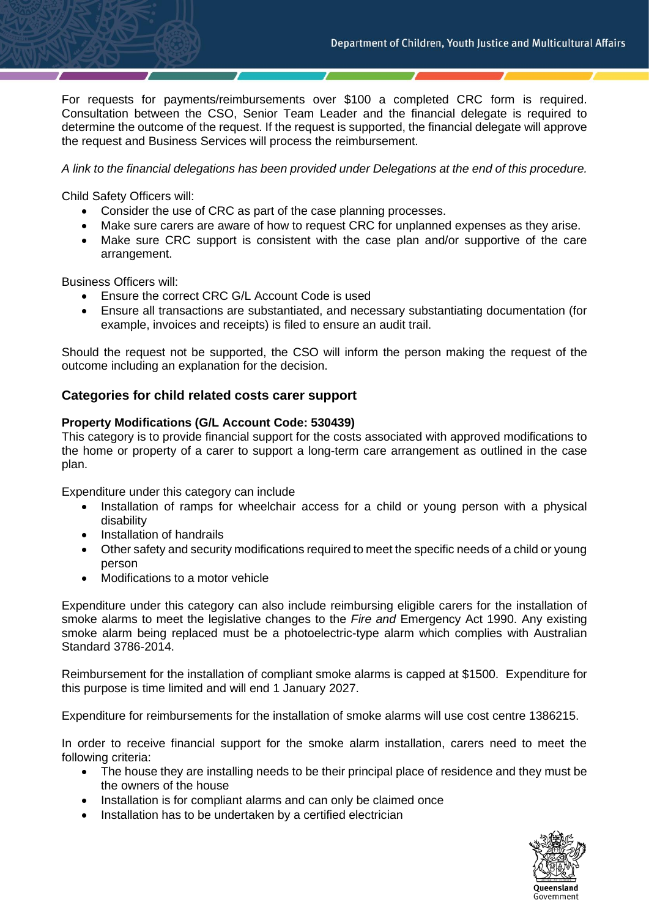For requests for payments/reimbursements over $100 a completed CRC form is required. Consultation between the CSO, Senior Team Leader and the financial delegate is required to determine the outcome of the request. If the request is supported, the financial delegate will approve the request and Business Services will process the reimbursement.

*A link to the financial delegations has been provided under Delegations at the end of this procedure.*

Child Safety Officers will:

- Consider the use of CRC as part of the case planning processes.
- Make sure carers are aware of how to request CRC for unplanned expenses as they arise.
- Make sure CRC support is consistent with the case plan and/or supportive of the care arrangement.

Business Officers will:

- Ensure the correct CRC G/L Account Code is used
- Ensure all transactions are substantiated, and necessary substantiating documentation (for example, invoices and receipts) is filed to ensure an audit trail.

Should the request not be supported, the CSO will inform the person making the request of the outcome including an explanation for the decision.

## Categories for child related costs carer support

**Property Modifications (G/L Account Code: 530439)**

This category is to provide financial support for the costs associated with approved modifications to the home or property of a carer to support a long-term care arrangement as outlined in the case plan.

Expenditure under this category can include

- Installation of ramps for wheelchair access for a child or young person with a physical disability
- Installation of handrails
- Other safety and security modifications required to meet the specific needs of a child or young person
- Modifications to a motor vehicle

Expenditure under this category can also include reimbursing eligible carers for the installation of smoke alarms to meet the legislative changes to the *Fire and* Emergency Act 1990. Any existing smoke alarm being replaced must be a photoelectric-type alarm which complies with Australian Standard 3786-2014.

Reimbursement for the installation of compliant smoke alarms is capped at $1500. Expenditure for this purpose is time limited and will end 1 January 2027.

Expenditure for reimbursements for the installation of smoke alarms will use cost centre 1386215.

In order to receive financial support for the smoke alarm installation, carers need to meet the following criteria:

- The house they are installing needs to be their principal place of residence and they must be the owners of the house
- Installation is for compliant alarms and can only be claimed once
- Installation has to be undertaken by a certified electrician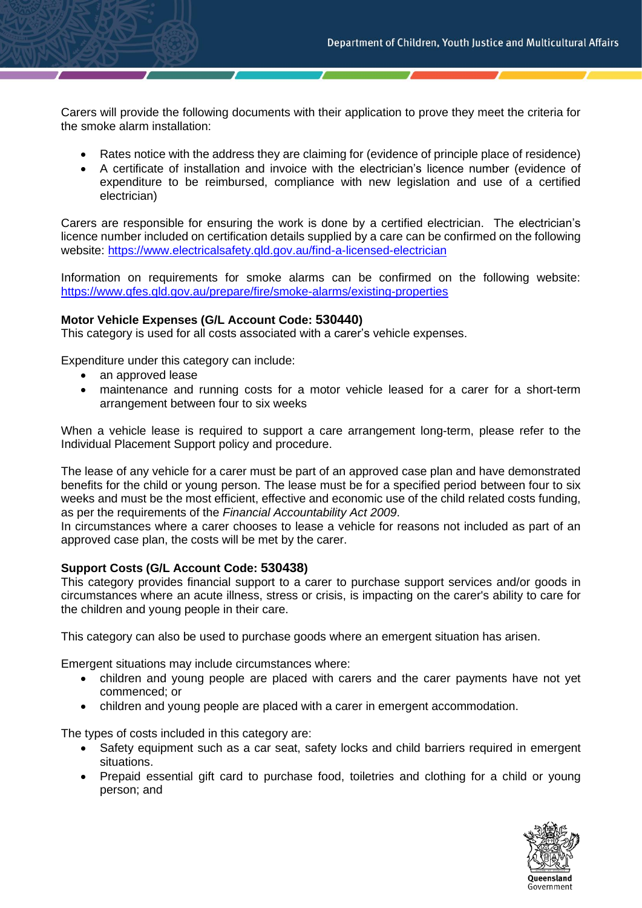Carers will provide the following documents with their application to prove they meet the criteria for the smoke alarm installation:

- Rates notice with the address they are claiming for (evidence of principle place of residence)
- A certificate of installation and invoice with the electrician's licence number (evidence of expenditure to be reimbursed, compliance with new legislation and use of a certified electrician)

Carers are responsible for ensuring the work is done by a certified electrician. The electrician's licence number included on certification details supplied by a care can be confirmed on the following website: https://www.electricalsafety.qld.gov.au/find-a-licensed-electrician

Information on requirements for smoke alarms can be confirmed on the following website: https://www.qfes.qld.gov.au/prepare/fire/smoke-alarms/existing-properties

**Motor Vehicle Expenses (G/L Account Code: 530440)**

This category is used for all costs associated with a carer's vehicle expenses.

Expenditure under this category can include:

- an approved lease
- maintenance and running costs for a motor vehicle leased for a carer for a short-term arrangement between four to six weeks

When a vehicle lease is required to support a care arrangement long-term, please refer to the Individual Placement Support policy and procedure.

The lease of any vehicle for a carer must be part of an approved case plan and have demonstrated benefits for the child or young person. The lease must be for a specified period between four to six weeks and must be the most efficient, effective and economic use of the child related costs funding, as per the requirements of the *Financial Accountability Act 2009*.
In circumstances where a carer chooses to lease a vehicle for reasons not included as part of an approved case plan, the costs will be met by the carer.

**Support Costs (G/L Account Code: 530438)**

This category provides financial support to a carer to purchase support services and/or goods in circumstances where an acute illness, stress or crisis, is impacting on the carer's ability to care for the children and young people in their care.

This category can also be used to purchase goods where an emergent situation has arisen.

Emergent situations may include circumstances where:

- children and young people are placed with carers and the carer payments have not yet commenced; or
- children and young people are placed with a carer in emergent accommodation.

The types of costs included in this category are:

- Safety equipment such as a car seat, safety locks and child barriers required in emergent situations.
- Prepaid essential gift card to purchase food, toiletries and clothing for a child or young person; and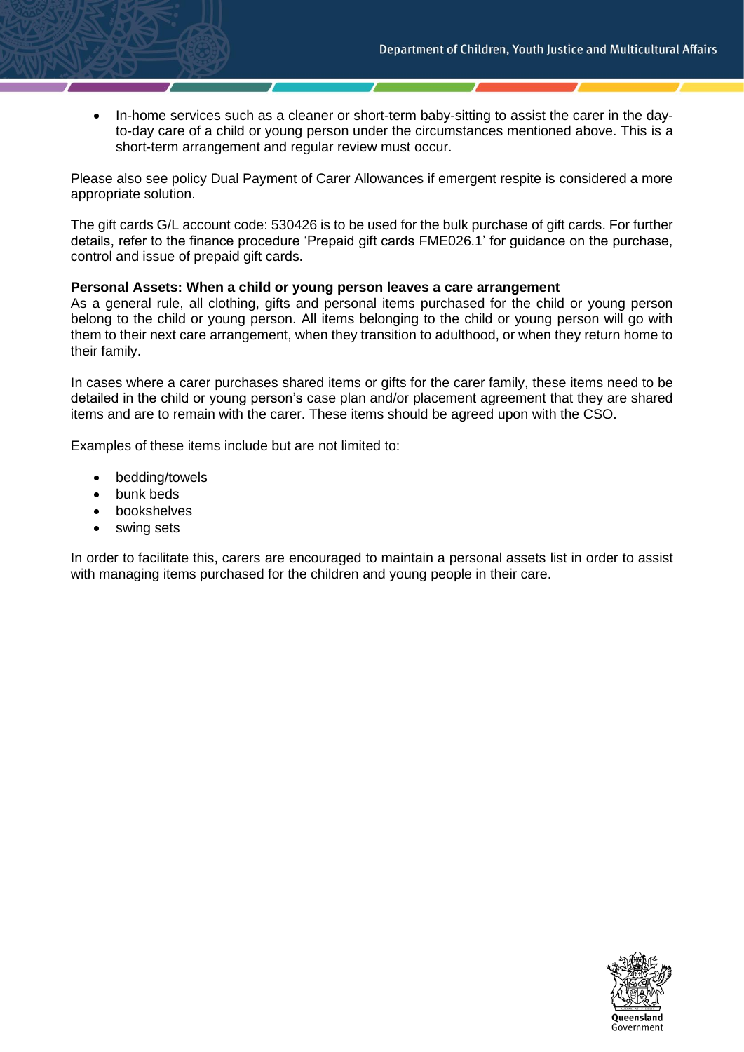- In-home services such as a cleaner or short-term baby-sitting to assist the carer in the day-to-day care of a child or young person under the circumstances mentioned above. This is a short-term arrangement and regular review must occur.

Please also see policy Dual Payment of Carer Allowances if emergent respite is considered a more appropriate solution.

The gift cards G/L account code: 530426 is to be used for the bulk purchase of gift cards. For further details, refer to the finance procedure 'Prepaid gift cards FME026.1' for guidance on the purchase, control and issue of prepaid gift cards.

**Personal Assets: When a child or young person leaves a care arrangement**

As a general rule, all clothing, gifts and personal items purchased for the child or young person belong to the child or young person. All items belonging to the child or young person will go with them to their next care arrangement, when they transition to adulthood, or when they return home to their family.

In cases where a carer purchases shared items or gifts for the carer family, these items need to be detailed in the child or young person's case plan and/or placement agreement that they are shared items and are to remain with the carer. These items should be agreed upon with the CSO.

Examples of these items include but are not limited to:

- bedding/towels
- bunk beds
- bookshelves
- swing sets

In order to facilitate this, carers are encouraged to maintain a personal assets list in order to assist with managing items purchased for the children and young people in their care.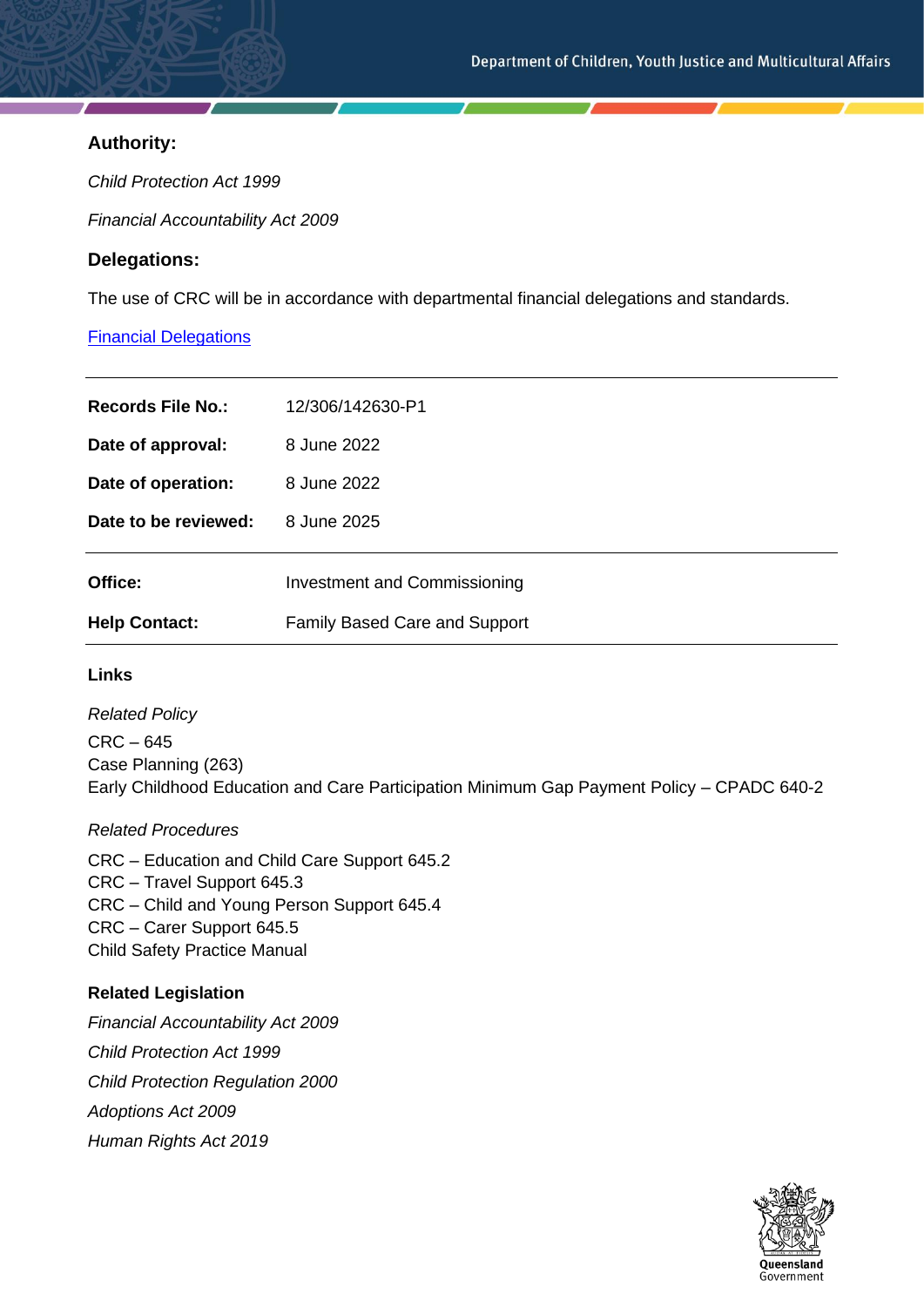## Authority:

*Child Protection Act 1999*

*Financial Accountability Act 2009*

## Delegations:

The use of CRC will be in accordance with departmental financial delegations and standards.

[Financial Delegations]

| | |
|---|---|
| **Records File No.:** | 12/306/142630-P1 |
| **Date of approval:** | 8 June 2022 |
| **Date of operation:** | 8 June 2022 |
| **Date to be reviewed:** | 8 June 2025 |
| **Office:** | Investment and Commissioning |
| **Help Contact:** | Family Based Care and Support |

### Links

*Related Policy*

CRC – 645
Case Planning (263)
Early Childhood Education and Care Participation Minimum Gap Payment Policy – CPADC 640-2

*Related Procedures*

CRC – Education and Child Care Support 645.2
CRC – Travel Support 645.3
CRC – Child and Young Person Support 645.4
CRC – Carer Support 645.5
Child Safety Practice Manual

### Related Legislation

*Financial Accountability Act 2009*

*Child Protection Act 1999*

*Child Protection Regulation 2000*

*Adoptions Act 2009*

*Human Rights Act 2019*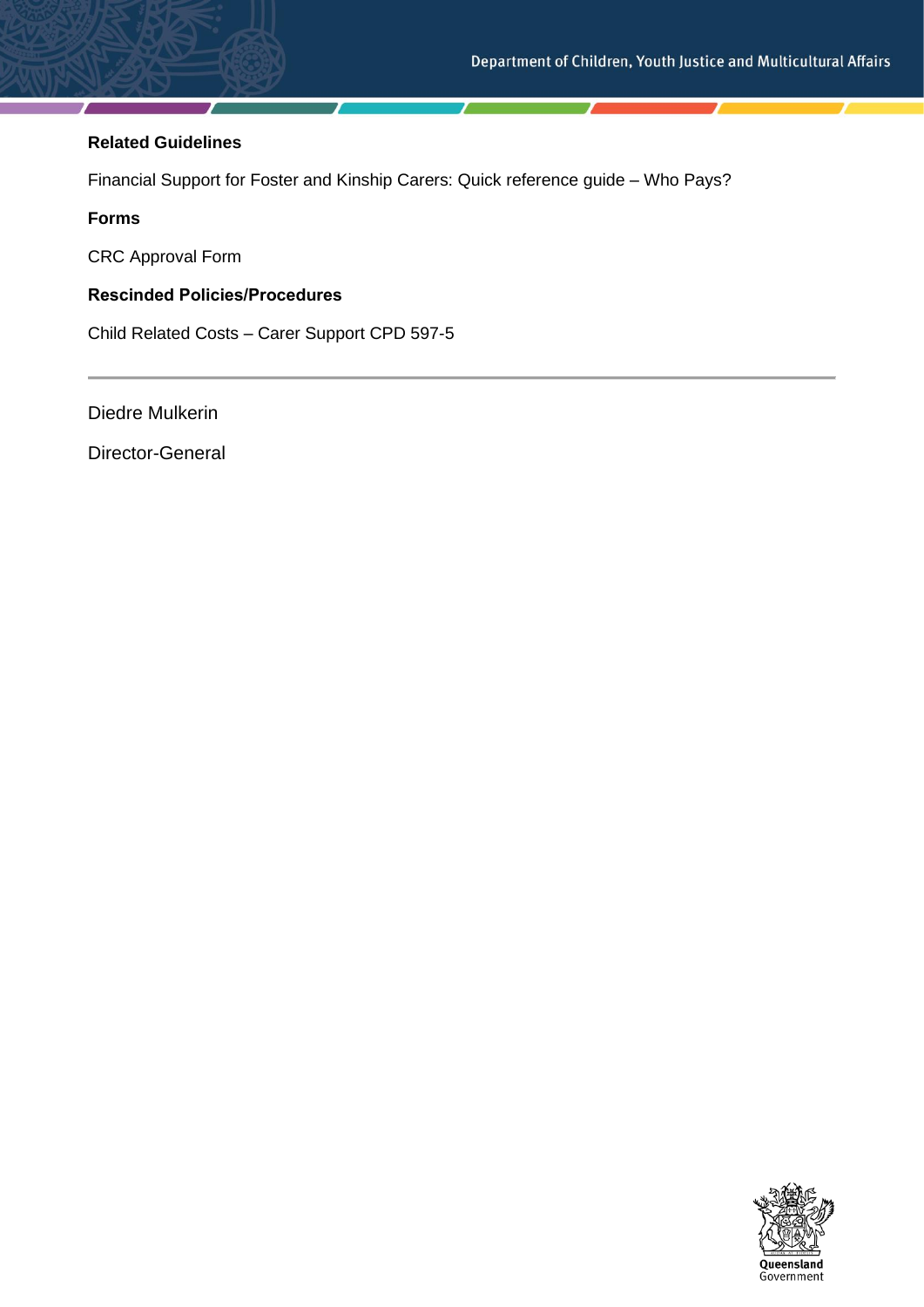**Related Guidelines**

Financial Support for Foster and Kinship Carers: Quick reference guide – Who Pays?

**Forms**

CRC Approval Form

**Rescinded Policies/Procedures**

Child Related Costs – Carer Support CPD 597-5

---

Diedre Mulkerin

Director-General